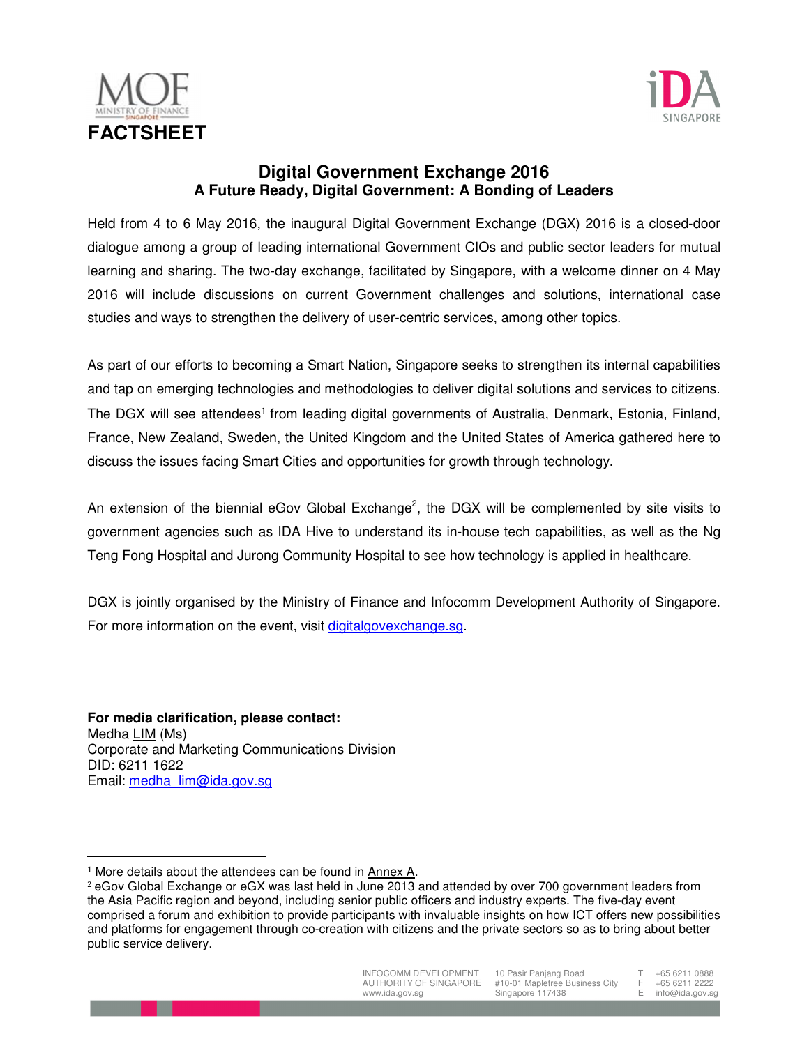**FACTSHEET**

# Digital Government Exchange 2016
## A Future Ready, Digital Government: A Bonding of Leaders

Held from 4 to 6 May 2016, the inaugural Digital Government Exchange (DGX) 2016 is a closed-door dialogue among a group of leading international Government CIOs and public sector leaders for mutual learning and sharing. The two-day exchange, facilitated by Singapore, with a welcome dinner on 4 May 2016 will include discussions on current Government challenges and solutions, international case studies and ways to strengthen the delivery of user-centric services, among other topics.

As part of our efforts to becoming a Smart Nation, Singapore seeks to strengthen its internal capabilities and tap on emerging technologies and methodologies to deliver digital solutions and services to citizens. The DGX will see attendees[1] from leading digital governments of Australia, Denmark, Estonia, Finland, France, New Zealand, Sweden, the United Kingdom and the United States of America gathered here to discuss the issues facing Smart Cities and opportunities for growth through technology.

An extension of the biennial eGov Global Exchange[2], the DGX will be complemented by site visits to government agencies such as IDA Hive to understand its in-house tech capabilities, as well as the Ng Teng Fong Hospital and Jurong Community Hospital to see how technology is applied in healthcare.

DGX is jointly organised by the Ministry of Finance and Infocomm Development Authority of Singapore. For more information on the event, visit digitalgovexchange.sg.

**For media clarification, please contact:**
Medha LIM (Ms)
Corporate and Marketing Communications Division
DID: 6211 1622
Email: medha_lim@ida.gov.sg

---

[1] More details about the attendees can be found in Annex A.

[2] eGov Global Exchange or eGX was last held in June 2013 and attended by over 700 government leaders from the Asia Pacific region and beyond, including senior public officers and industry experts. The five-day event comprised a forum and exhibition to provide participants with invaluable insights on how ICT offers new possibilities and platforms for engagement through co-creation with citizens and the private sectors so as to bring about better public service delivery.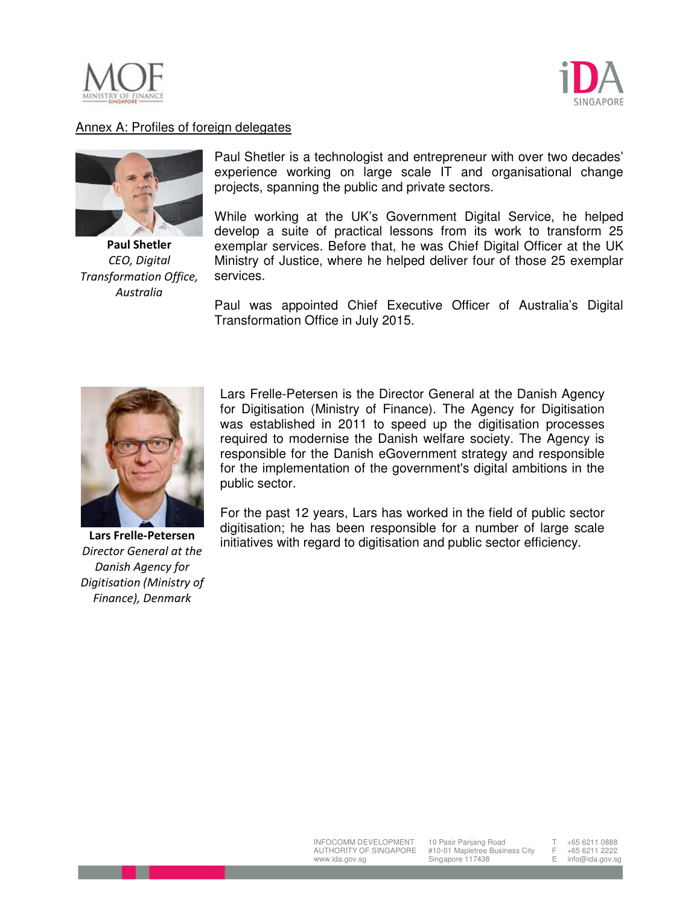## Annex A: Profiles of foreign delegates

**Paul Shetler**
*CEO, Digital Transformation Office, Australia*

Paul Shetler is a technologist and entrepreneur with over two decades' experience working on large scale IT and organisational change projects, spanning the public and private sectors.

While working at the UK's Government Digital Service, he helped develop a suite of practical lessons from its work to transform 25 exemplar services. Before that, he was Chief Digital Officer at the UK Ministry of Justice, where he helped deliver four of those 25 exemplar services.

Paul was appointed Chief Executive Officer of Australia's Digital Transformation Office in July 2015.

**Lars Frelle-Petersen**
*Director General at the Danish Agency for Digitisation (Ministry of Finance), Denmark*

Lars Frelle-Petersen is the Director General at the Danish Agency for Digitisation (Ministry of Finance). The Agency for Digitisation was established in 2011 to speed up the digitisation processes required to modernise the Danish welfare society. The Agency is responsible for the Danish eGovernment strategy and responsible for the implementation of the government's digital ambitions in the public sector.

For the past 12 years, Lars has worked in the field of public sector digitisation; he has been responsible for a number of large scale initiatives with regard to digitisation and public sector efficiency.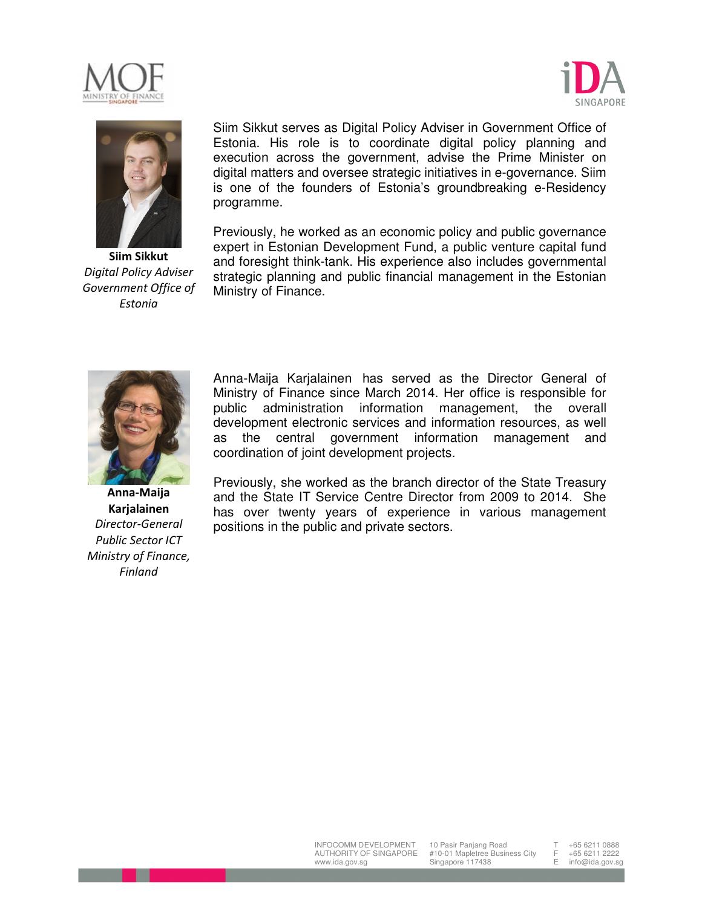**Siim Sikkut**
*Digital Policy Adviser*
*Government Office of Estonia*

Siim Sikkut serves as Digital Policy Adviser in Government Office of Estonia. His role is to coordinate digital policy planning and execution across the government, advise the Prime Minister on digital matters and oversee strategic initiatives in e-governance. Siim is one of the founders of Estonia's groundbreaking e-Residency programme.

Previously, he worked as an economic policy and public governance expert in Estonian Development Fund, a public venture capital fund and foresight think-tank. His experience also includes governmental strategic planning and public financial management in the Estonian Ministry of Finance.

**Anna-Maija Karjalainen**
*Director-General*
*Public Sector ICT*
*Ministry of Finance, Finland*

Anna-Maija Karjalainen has served as the Director General of Ministry of Finance since March 2014. Her office is responsible for public administration information management, the overall development electronic services and information resources, as well as the central government information management and coordination of joint development projects.

Previously, she worked as the branch director of the State Treasury and the State IT Service Centre Director from 2009 to 2014. She has over twenty years of experience in various management positions in the public and private sectors.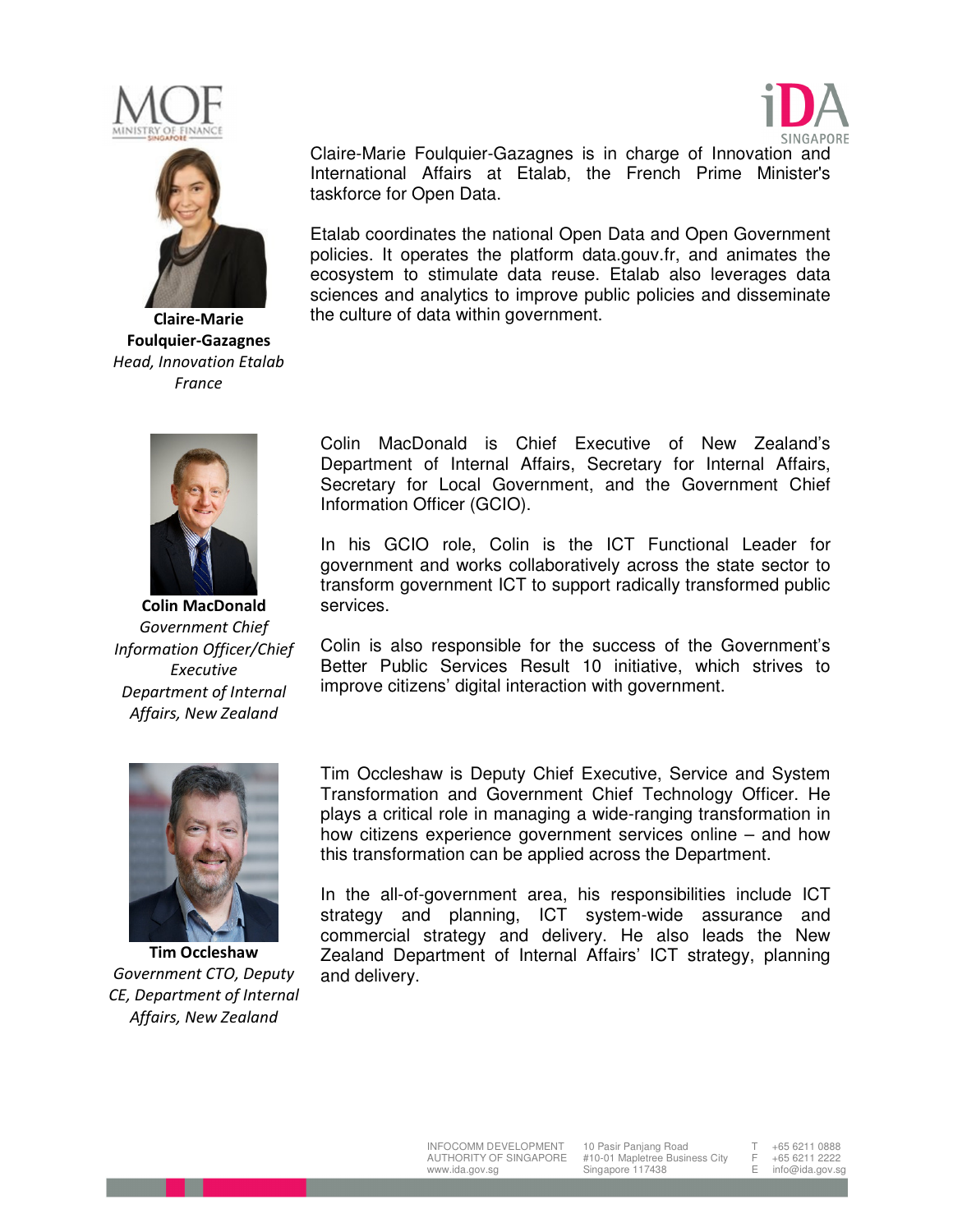**Claire-Marie Foulquier-Gazagnes**
*Head, Innovation Etalab France*

Claire-Marie Foulquier-Gazagnes is in charge of Innovation and International Affairs at Etalab, the French Prime Minister's taskforce for Open Data.

Etalab coordinates the national Open Data and Open Government policies. It operates the platform data.gouv.fr, and animates the ecosystem to stimulate data reuse. Etalab also leverages data sciences and analytics to improve public policies and disseminate the culture of data within government.

**Colin MacDonald**
*Government Chief Information Officer/Chief Executive Department of Internal Affairs, New Zealand*

Colin MacDonald is Chief Executive of New Zealand's Department of Internal Affairs, Secretary for Internal Affairs, Secretary for Local Government, and the Government Chief Information Officer (GCIO).

In his GCIO role, Colin is the ICT Functional Leader for government and works collaboratively across the state sector to transform government ICT to support radically transformed public services.

Colin is also responsible for the success of the Government's Better Public Services Result 10 initiative, which strives to improve citizens' digital interaction with government.

**Tim Occleshaw**
*Government CTO, Deputy CE, Department of Internal Affairs, New Zealand*

Tim Occleshaw is Deputy Chief Executive, Service and System Transformation and Government Chief Technology Officer. He plays a critical role in managing a wide-ranging transformation in how citizens experience government services online – and how this transformation can be applied across the Department.

In the all-of-government area, his responsibilities include ICT strategy and planning, ICT system-wide assurance and commercial strategy and delivery. He also leads the New Zealand Department of Internal Affairs' ICT strategy, planning and delivery.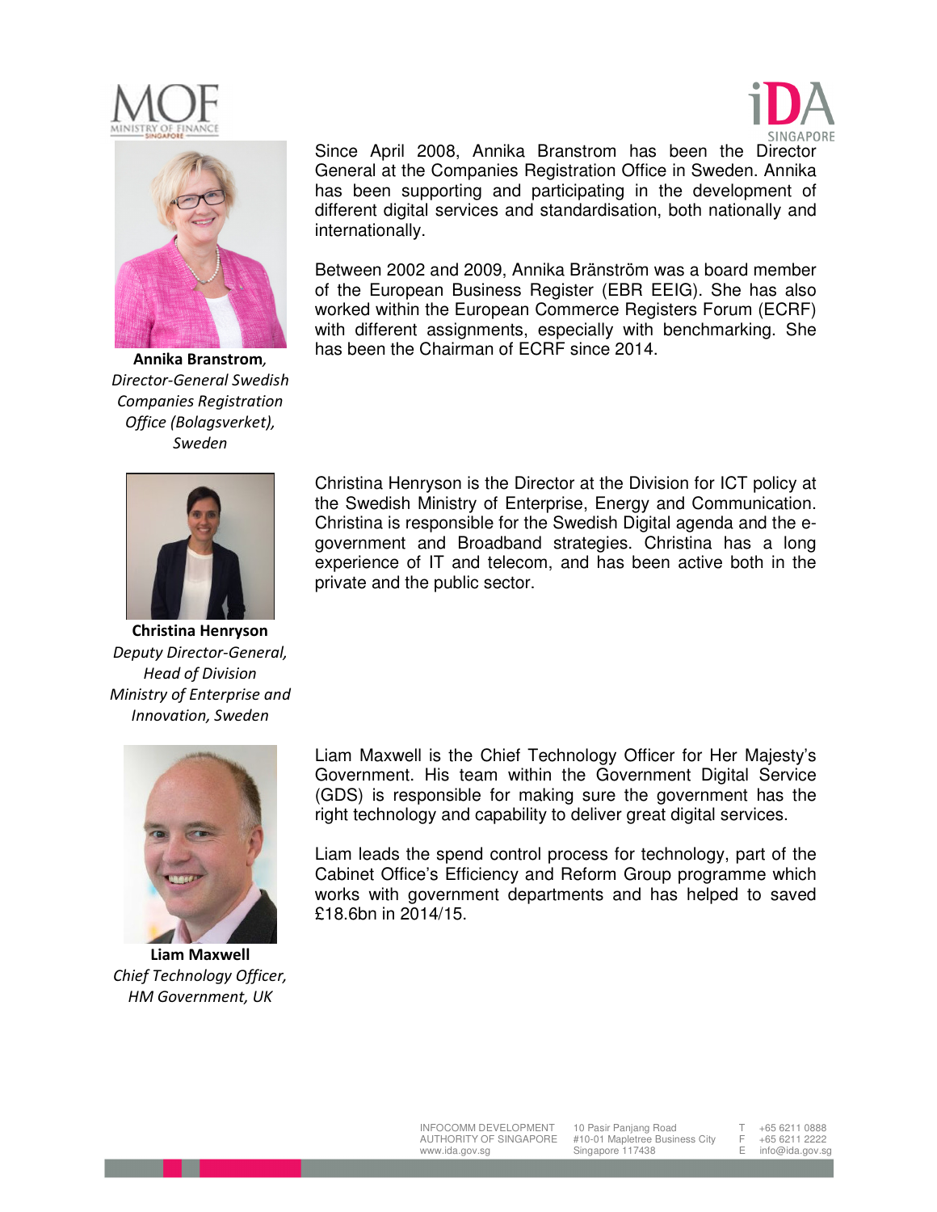**Annika Branstrom**, *Director-General Swedish Companies Registration Office (Bolagsverket), Sweden*

Since April 2008, Annika Branstrom has been the Director General at the Companies Registration Office in Sweden. Annika has been supporting and participating in the development of different digital services and standardisation, both nationally and internationally.

Between 2002 and 2009, Annika Bränström was a board member of the European Business Register (EBR EEIG). She has also worked within the European Commerce Registers Forum (ECRF) with different assignments, especially with benchmarking. She has been the Chairman of ECRF since 2014.

**Christina Henryson**
*Deputy Director-General, Head of Division Ministry of Enterprise and Innovation, Sweden*

Christina Henryson is the Director at the Division for ICT policy at the Swedish Ministry of Enterprise, Energy and Communication. Christina is responsible for the Swedish Digital agenda and the e-government and Broadband strategies. Christina has a long experience of IT and telecom, and has been active both in the private and the public sector.

**Liam Maxwell**
*Chief Technology Officer, HM Government, UK*

Liam Maxwell is the Chief Technology Officer for Her Majesty's Government. His team within the Government Digital Service (GDS) is responsible for making sure the government has the right technology and capability to deliver great digital services.

Liam leads the spend control process for technology, part of the Cabinet Office's Efficiency and Reform Group programme which works with government departments and has helped to saved £18.6bn in 2014/15.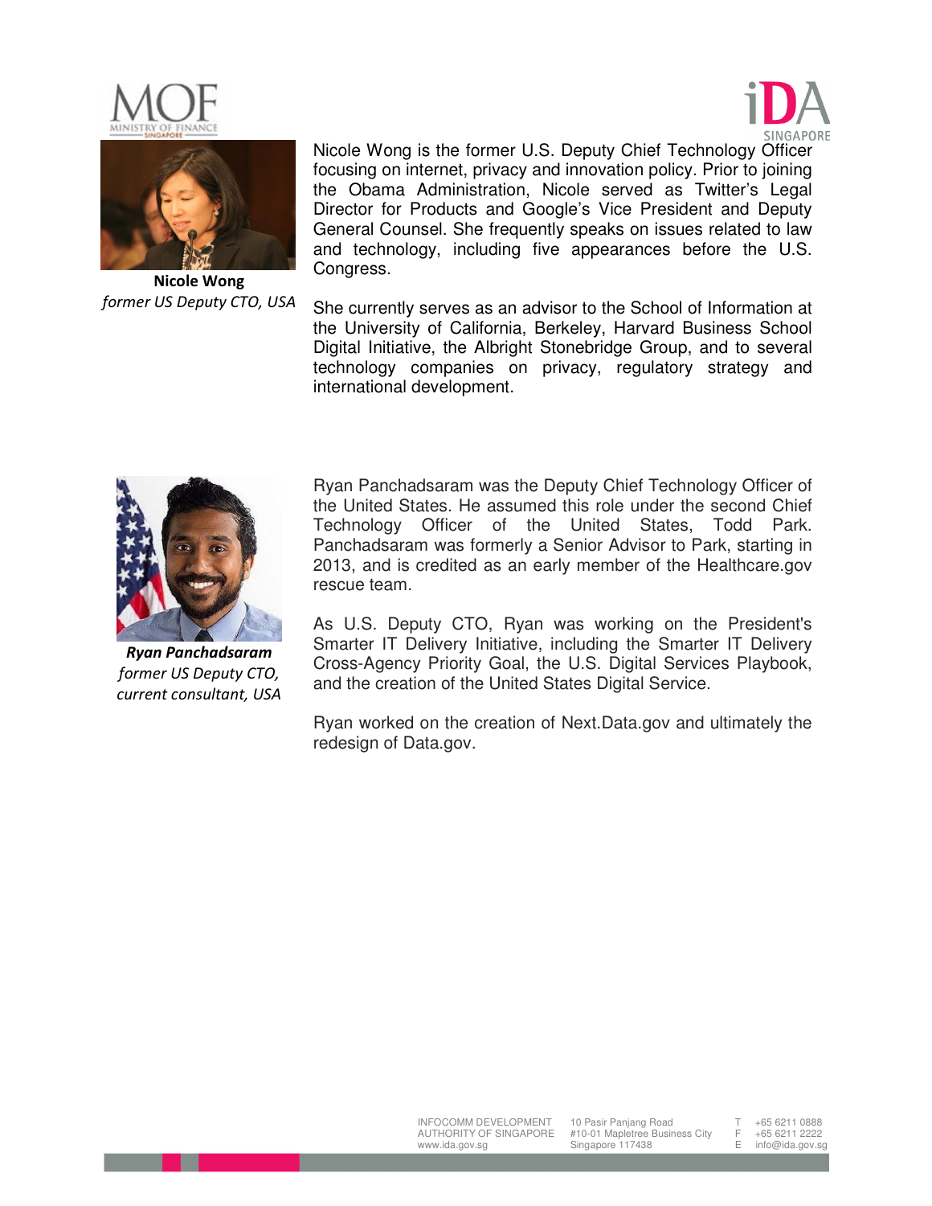**Nicole Wong**
*former US Deputy CTO, USA*

Nicole Wong is the former U.S. Deputy Chief Technology Officer focusing on internet, privacy and innovation policy. Prior to joining the Obama Administration, Nicole served as Twitter's Legal Director for Products and Google's Vice President and Deputy General Counsel. She frequently speaks on issues related to law and technology, including five appearances before the U.S. Congress.

She currently serves as an advisor to the School of Information at the University of California, Berkeley, Harvard Business School Digital Initiative, the Albright Stonebridge Group, and to several technology companies on privacy, regulatory strategy and international development.

***Ryan Panchadsaram***
*former US Deputy CTO, current consultant, USA*

Ryan Panchadsaram was the Deputy Chief Technology Officer of the United States. He assumed this role under the second Chief Technology Officer of the United States, Todd Park. Panchadsaram was formerly a Senior Advisor to Park, starting in 2013, and is credited as an early member of the Healthcare.gov rescue team.

As U.S. Deputy CTO, Ryan was working on the President's Smarter IT Delivery Initiative, including the Smarter IT Delivery Cross-Agency Priority Goal, the U.S. Digital Services Playbook, and the creation of the United States Digital Service.

Ryan worked on the creation of Next.Data.gov and ultimately the redesign of Data.gov.